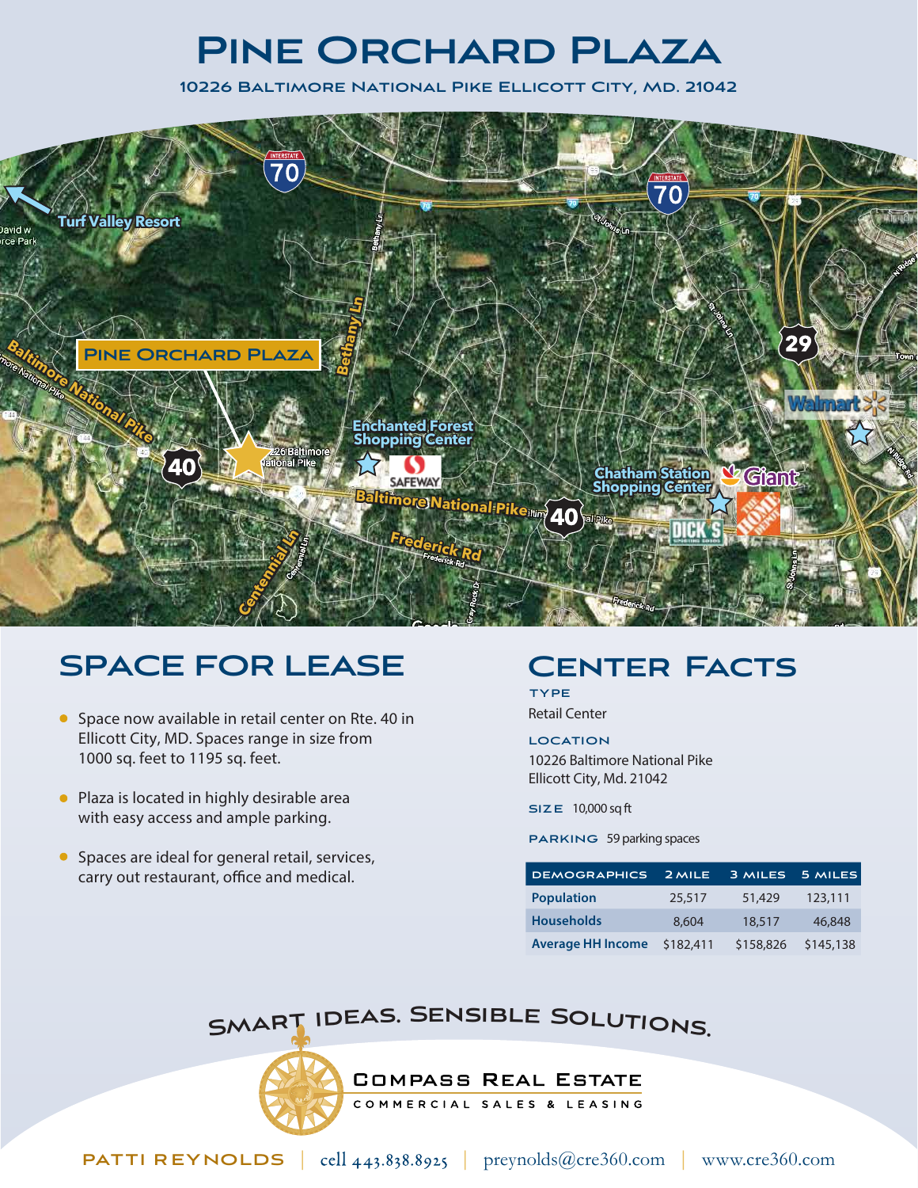# Pine Orchard Plaza

### 10226 Baltimore National Pike Ellicott City, Md. 21042

## Space For Lease

- Space now available in retail center on Rte. 40 in Ellicott City, MD. Spaces range in size from 1000 sq. feet to 1195 sq. feet.
- Plaza is located in highly desirable area with easy access and ample parking.
- Spaces are ideal for general retail, services, carry out restaurant, office and medical.

## Center Facts

**TYPE**

Retail Center

**LOCATION**

10226 Baltimore National Pike
Ellicott City, Md. 21042

**SIZE** 10,000 sq ft

**PARKING** 59 parking spaces

| DEMOGRAPHICS | 2 MILE | 3 MILES | 5 MILES |
|---|---|---|---|
| Population | 25,517 | 51,429 | 123,111 |
| Households | 8,604 | 18,517 | 46,848 |
| Average HH Income | $182,411 | $158,826 | $145,138 |

SMART IDEAS. SENSIBLE SOLUTIONS.

COMPASS REAL ESTATE
COMMERCIAL SALES & LEASING

PATTI REYNOLDS | cell 443.838.8925 | preynolds@cre360.com | www.cre360.com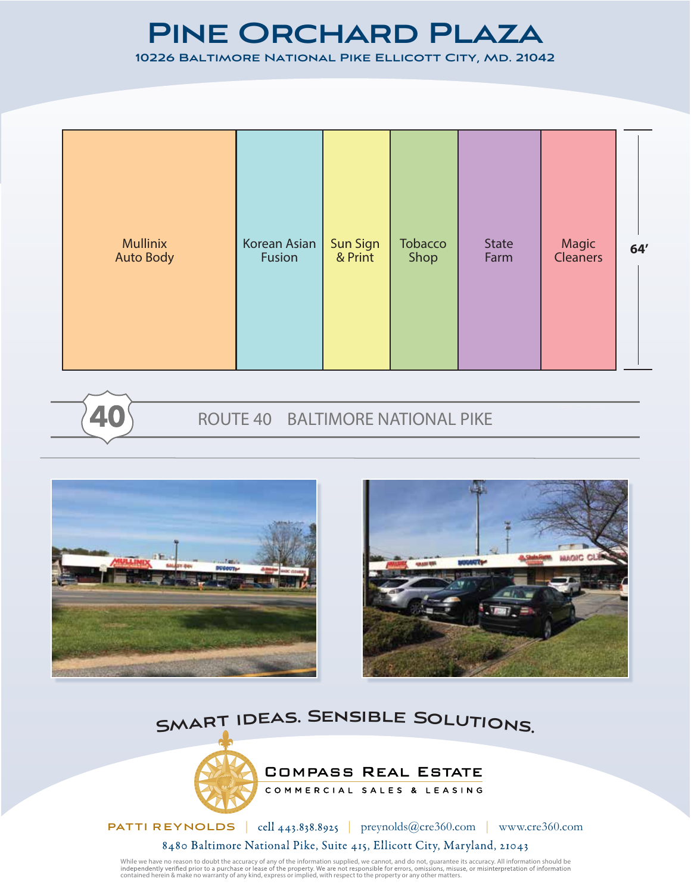# Pine Orchard Plaza

10226 Baltimore National Pike Ellicott City, MD. 21042

Mullinix Auto Body

Korean Asian Fusion

Sun Sign & Print

Tobacco Shop

State Farm

Magic Cleaners

64'

40

ROUTE 40 BALTIMORE NATIONAL PIKE

Smart Ideas. Sensible Solutions.

Compass Real Estate

COMMERCIAL SALES & LEASING

PATTI REYNOLDS | cell 443.838.8925 | preynolds@cre360.com | www.cre360.com

8480 Baltimore National Pike, Suite 415, Ellicott City, Maryland, 21043

While we have no reason to doubt the accuracy of any of the information supplied, we cannot, and do not, guarantee its accuracy. All information should be independently verified prior to a purchase or lease of the property. We are not responsible for errors, omissions, misuse, or misinterpretation of information contained herein & make no warranty of any kind, express or implied, with respect to the property or any other matters.